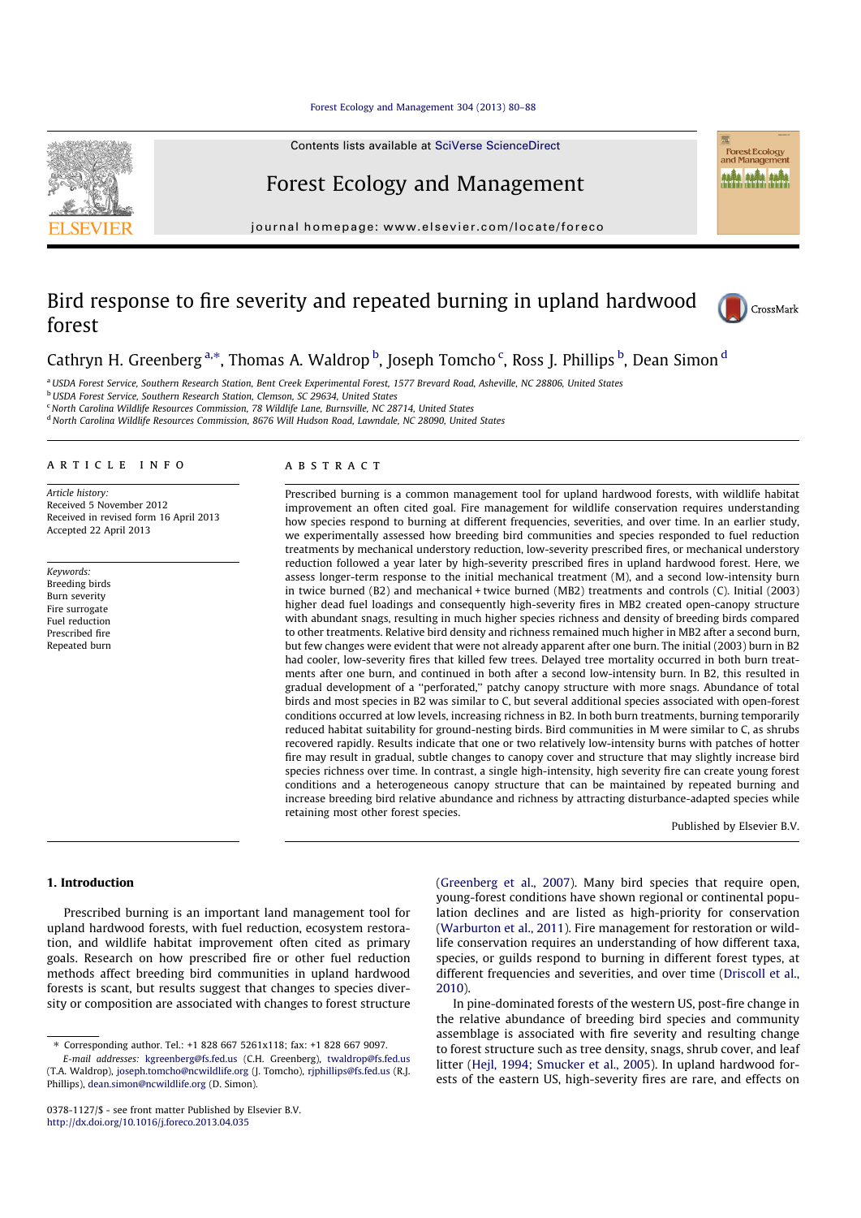Contents lists available at SciVerse ScienceDirect

# Forest Ecology and Management

journal homepage: www.elsevier.com/locate/foreco

# Bird response to fire severity and repeated burning in upland hardwood forest

Cathryn H. Greenberg [a,*], Thomas A. Waldrop [b], Joseph Tomcho [c], Ross J. Phillips [b], Dean Simon [d]

[a] USDA Forest Service, Southern Research Station, Bent Creek Experimental Forest, 1577 Brevard Road, Asheville, NC 28806, United States
[b] USDA Forest Service, Southern Research Station, Clemson, SC 29634, United States
[c] North Carolina Wildlife Resources Commission, 78 Wildlife Lane, Burnsville, NC 28714, United States
[d] North Carolina Wildlife Resources Commission, 8676 Will Hudson Road, Lawndale, NC 28090, United States

## ARTICLE INFO

*Article history:*
Received 5 November 2012
Received in revised form 16 April 2013
Accepted 22 April 2013

*Keywords:*
Breeding birds
Burn severity
Fire surrogate
Fuel reduction
Prescribed fire
Repeated burn

## ABSTRACT

Prescribed burning is a common management tool for upland hardwood forests, with wildlife habitat improvement an often cited goal. Fire management for wildlife conservation requires understanding how species respond to burning at different frequencies, severities, and over time. In an earlier study, we experimentally assessed how breeding bird communities and species responded to fuel reduction treatments by mechanical understory reduction, low-severity prescribed fires, or mechanical understory reduction followed a year later by high-severity prescribed fires in upland hardwood forest. Here, we assess longer-term response to the initial mechanical treatment (M), and a second low-intensity burn in twice burned (B2) and mechanical + twice burned (MB2) treatments and controls (C). Initial (2003) higher dead fuel loadings and consequently high-severity fires in MB2 created open-canopy structure with abundant snags, resulting in much higher species richness and density of breeding birds compared to other treatments. Relative bird density and richness remained much higher in MB2 after a second burn, but few changes were evident that were not already apparent after one burn. The initial (2003) burn in B2 had cooler, low-severity fires that killed few trees. Delayed tree mortality occurred in both burn treatments after one burn, and continued in both after a second low-intensity burn. In B2, this resulted in gradual development of a ''perforated,'' patchy canopy structure with more snags. Abundance of total birds and most species in B2 was similar to C, but several additional species associated with open-forest conditions occurred at low levels, increasing richness in B2. In both burn treatments, burning temporarily reduced habitat suitability for ground-nesting birds. Bird communities in M were similar to C, as shrubs recovered rapidly. Results indicate that one or two relatively low-intensity burns with patches of hotter fire may result in gradual, subtle changes to canopy cover and structure that may slightly increase bird species richness over time. In contrast, a single high-intensity, high severity fire can create young forest conditions and a heterogeneous canopy structure that can be maintained by repeated burning and increase breeding bird relative abundance and richness by attracting disturbance-adapted species while retaining most other forest species.

Published by Elsevier B.V.

## 1. Introduction

Prescribed burning is an important land management tool for upland hardwood forests, with fuel reduction, ecosystem restoration, and wildlife habitat improvement often cited as primary goals. Research on how prescribed fire or other fuel reduction methods affect breeding bird communities in upland hardwood forests is scant, but results suggest that changes to species diversity or composition are associated with changes to forest structure (Greenberg et al., 2007). Many bird species that require open, young-forest conditions have shown regional or continental population declines and are listed as high-priority for conservation (Warburton et al., 2011). Fire management for restoration or wildlife conservation requires an understanding of how different taxa, species, or guilds respond to burning in different forest types, at different frequencies and severities, and over time (Driscoll et al., 2010).

In pine-dominated forests of the western US, post-fire change in the relative abundance of breeding bird species and community assemblage is associated with fire severity and resulting change to forest structure such as tree density, snags, shrub cover, and leaf litter (Hejl, 1994; Smucker et al., 2005). In upland hardwood forests of the eastern US, high-severity fires are rare, and effects on

---

* Corresponding author. Tel.: +1 828 667 5261x118; fax: +1 828 667 9097.
*E-mail addresses:* kgreenberg@fs.fed.us (C.H. Greenberg), twaldrop@fs.fed.us (T.A. Waldrop), joseph.tomcho@ncwildlife.org (J. Tomcho), rjphillips@fs.fed.us (R.J. Phillips), dean.simon@ncwildlife.org (D. Simon).

0378-1127/$ - see front matter Published by Elsevier B.V.
http://dx.doi.org/10.1016/j.foreco.2013.04.035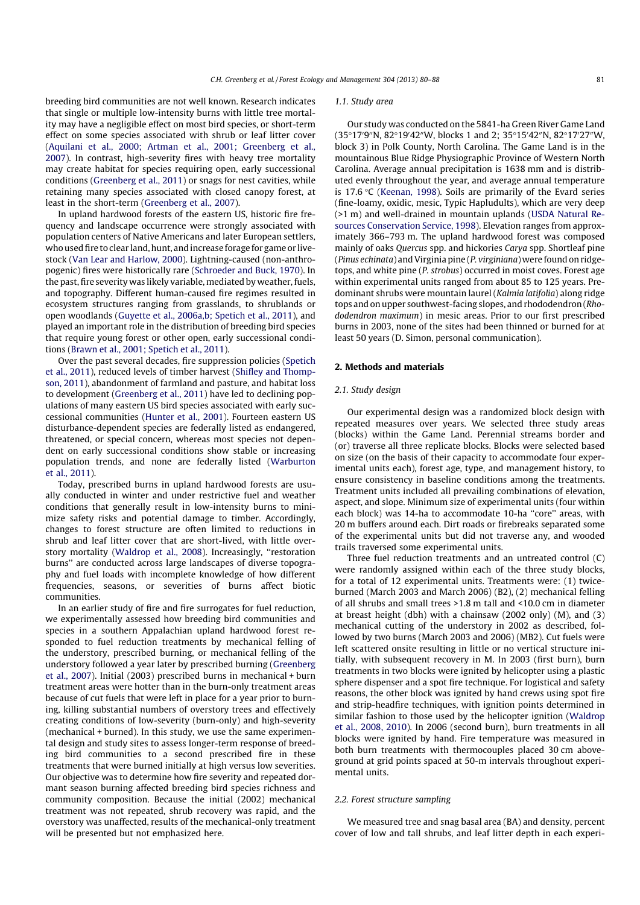breeding bird communities are not well known. Research indicates that single or multiple low-intensity burns with little tree mortality may have a negligible effect on most bird species, or short-term effect on some species associated with shrub or leaf litter cover (Aquilani et al., 2000; Artman et al., 2001; Greenberg et al., 2007). In contrast, high-severity fires with heavy tree mortality may create habitat for species requiring open, early successional conditions (Greenberg et al., 2011) or snags for nest cavities, while retaining many species associated with closed canopy forest, at least in the short-term (Greenberg et al., 2007).

In upland hardwood forests of the eastern US, historic fire frequency and landscape occurrence were strongly associated with population centers of Native Americans and later European settlers, who used fire to clear land, hunt, and increase forage for game or livestock (Van Lear and Harlow, 2000). Lightning-caused (non-anthropogenic) fires were historically rare (Schroeder and Buck, 1970). In the past, fire severity was likely variable, mediated by weather, fuels, and topography. Different human-caused fire regimes resulted in ecosystem structures ranging from grasslands, to shrublands or open woodlands (Guyette et al., 2006a,b; Spetich et al., 2011), and played an important role in the distribution of breeding bird species that require young forest or other open, early successional conditions (Brawn et al., 2001; Spetich et al., 2011).

Over the past several decades, fire suppression policies (Spetich et al., 2011), reduced levels of timber harvest (Shifley and Thompson, 2011), abandonment of farmland and pasture, and habitat loss to development (Greenberg et al., 2011) have led to declining populations of many eastern US bird species associated with early successional communities (Hunter et al., 2001). Fourteen eastern US disturbance-dependent species are federally listed as endangered, threatened, or special concern, whereas most species not dependent on early successional conditions show stable or increasing population trends, and none are federally listed (Warburton et al., 2011).

Today, prescribed burns in upland hardwood forests are usually conducted in winter and under restrictive fuel and weather conditions that generally result in low-intensity burns to minimize safety risks and potential damage to timber. Accordingly, changes to forest structure are often limited to reductions in shrub and leaf litter cover that are short-lived, with little overstory mortality (Waldrop et al., 2008). Increasingly, "restoration burns" are conducted across large landscapes of diverse topography and fuel loads with incomplete knowledge of how different frequencies, seasons, or severities of burns affect biotic communities.

In an earlier study of fire and fire surrogates for fuel reduction, we experimentally assessed how breeding bird communities and species in a southern Appalachian upland hardwood forest responded to fuel reduction treatments by mechanical felling of the understory, prescribed burning, or mechanical felling of the understory followed a year later by prescribed burning (Greenberg et al., 2007). Initial (2003) prescribed burns in mechanical + burn treatment areas were hotter than in the burn-only treatment areas because of cut fuels that were left in place for a year prior to burning, killing substantial numbers of overstory trees and effectively creating conditions of low-severity (burn-only) and high-severity (mechanical + burned). In this study, we use the same experimental design and study sites to assess longer-term response of breeding bird communities to a second prescribed fire in these treatments that were burned initially at high versus low severities. Our objective was to determine how fire severity and repeated dormant season burning affected breeding bird species richness and community composition. Because the initial (2002) mechanical treatment was not repeated, shrub recovery was rapid, and the overstory was unaffected, results of the mechanical-only treatment will be presented but not emphasized here.

### *1.1. Study area*

Our study was conducted on the 5841-ha Green River Game Land (35°17′9″N, 82°19′42″W, blocks 1 and 2; 35°15′42″N, 82°17′27″W, block 3) in Polk County, North Carolina. The Game Land is in the mountainous Blue Ridge Physiographic Province of Western North Carolina. Average annual precipitation is 1638 mm and is distributed evenly throughout the year, and average annual temperature is 17.6 °C (Keenan, 1998). Soils are primarily of the Evard series (fine-loamy, oxidic, mesic, Typic Hapludults), which are very deep (>1 m) and well-drained in mountain uplands (USDA Natural Resources Conservation Service, 1998). Elevation ranges from approximately 366–793 m. The upland hardwood forest was composed mainly of oaks *Quercus* spp. and hickories *Carya* spp. Shortleaf pine (*Pinus echinata*) and Virginia pine (*P. virginiana*) were found on ridgetops, and white pine (*P. strobus*) occurred in moist coves. Forest age within experimental units ranged from about 85 to 125 years. Predominant shrubs were mountain laurel (*Kalmia latifolia*) along ridge tops and on upper southwest-facing slopes, and rhododendron (*Rhododendron maximum*) in mesic areas. Prior to our first prescribed burns in 2003, none of the sites had been thinned or burned for at least 50 years (D. Simon, personal communication).

## 2. Methods and materials

### *2.1. Study design*

Our experimental design was a randomized block design with repeated measures over years. We selected three study areas (blocks) within the Game Land. Perennial streams border and (or) traverse all three replicate blocks. Blocks were selected based on size (on the basis of their capacity to accommodate four experimental units each), forest age, type, and management history, to ensure consistency in baseline conditions among the treatments. Treatment units included all prevailing combinations of elevation, aspect, and slope. Minimum size of experimental units (four within each block) was 14-ha to accommodate 10-ha "core" areas, with 20 m buffers around each. Dirt roads or firebreaks separated some of the experimental units but did not traverse any, and wooded trails traversed some experimental units.

Three fuel reduction treatments and an untreated control (C) were randomly assigned within each of the three study blocks, for a total of 12 experimental units. Treatments were: (1) twice-burned (March 2003 and March 2006) (B2), (2) mechanical felling of all shrubs and small trees >1.8 m tall and <10.0 cm in diameter at breast height (dbh) with a chainsaw (2002 only) (M), and (3) mechanical cutting of the understory in 2002 as described, followed by two burns (March 2003 and 2006) (MB2). Cut fuels were left scattered onsite resulting in little or no vertical structure initially, with subsequent recovery in M. In 2003 (first burn), burn treatments in two blocks were ignited by helicopter using a plastic sphere dispenser and a spot fire technique. For logistical and safety reasons, the other block was ignited by hand crews using spot fire and strip-headfire techniques, with ignition points determined in similar fashion to those used by the helicopter ignition (Waldrop et al., 2008, 2010). In 2006 (second burn), burn treatments in all blocks were ignited by hand. Fire temperature was measured in both burn treatments with thermocouples placed 30 cm aboveground at grid points spaced at 50-m intervals throughout experimental units.

### *2.2. Forest structure sampling*

We measured tree and snag basal area (BA) and density, percent cover of low and tall shrubs, and leaf litter depth in each experi-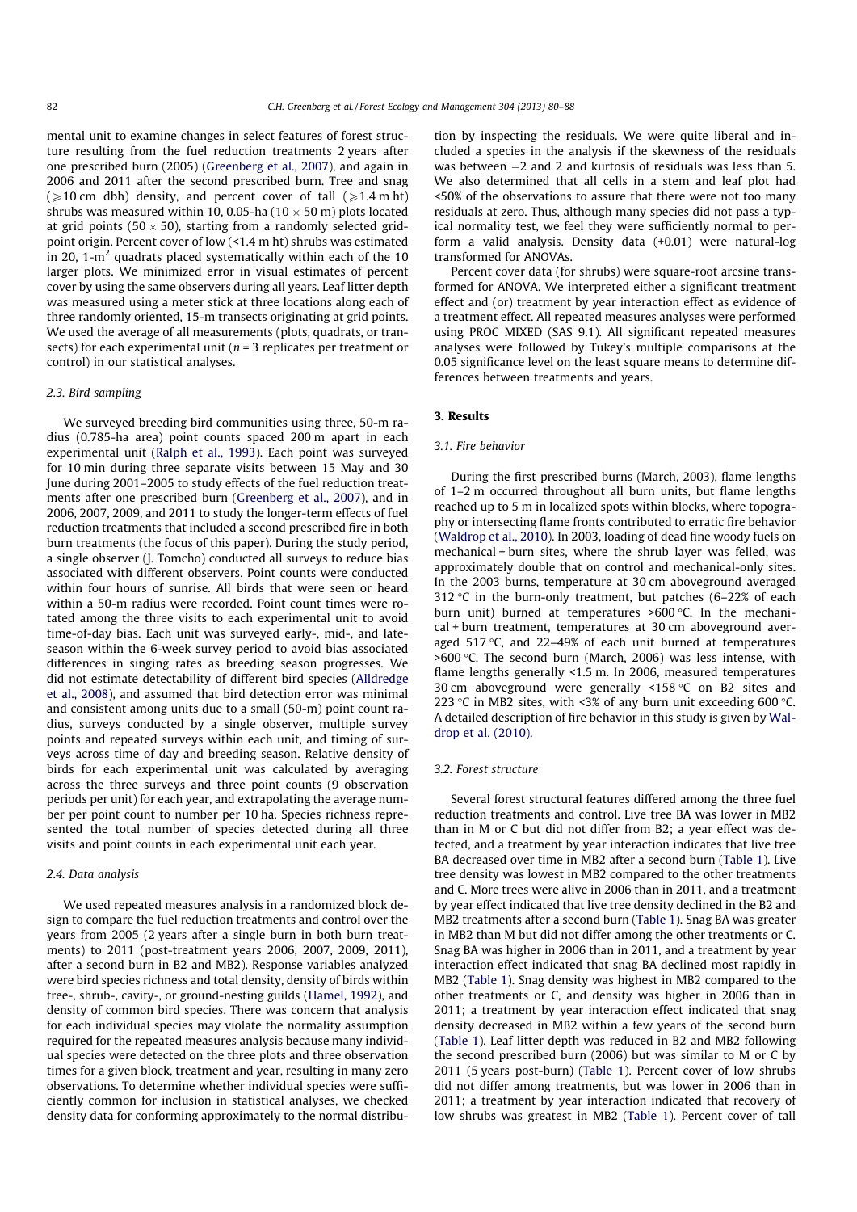mental unit to examine changes in select features of forest structure resulting from the fuel reduction treatments 2 years after one prescribed burn (2005) (Greenberg et al., 2007), and again in 2006 and 2011 after the second prescribed burn. Tree and snag ($\geqslant$10 cm dbh) density, and percent cover of tall ($\geqslant$1.4 m ht) shrubs was measured within 10, 0.05-ha (10 × 50 m) plots located at grid points (50 × 50), starting from a randomly selected grid-point origin. Percent cover of low (<1.4 m ht) shrubs was estimated in 20, 1-m$^2$ quadrats placed systematically within each of the 10 larger plots. We minimized error in visual estimates of percent cover by using the same observers during all years. Leaf litter depth was measured using a meter stick at three locations along each of three randomly oriented, 15-m transects originating at grid points. We used the average of all measurements (plots, quadrats, or transects) for each experimental unit ($n$ = 3 replicates per treatment or control) in our statistical analyses.

### 2.3. Bird sampling

We surveyed breeding bird communities using three, 50-m radius (0.785-ha area) point counts spaced 200 m apart in each experimental unit (Ralph et al., 1993). Each point was surveyed for 10 min during three separate visits between 15 May and 30 June during 2001–2005 to study effects of the fuel reduction treatments after one prescribed burn (Greenberg et al., 2007), and in 2006, 2007, 2009, and 2011 to study the longer-term effects of fuel reduction treatments that included a second prescribed fire in both burn treatments (the focus of this paper). During the study period, a single observer (J. Tomcho) conducted all surveys to reduce bias associated with different observers. Point counts were conducted within four hours of sunrise. All birds that were seen or heard within a 50-m radius were recorded. Point count times were rotated among the three visits to each experimental unit to avoid time-of-day bias. Each unit was surveyed early-, mid-, and late-season within the 6-week survey period to avoid bias associated with differences in singing rates as breeding season progresses. We did not estimate detectability of different bird species (Alldredge et al., 2008), and assumed that bird detection error was minimal and consistent among units due to a small (50-m) point count radius, surveys conducted by a single observer, multiple survey points and repeated surveys within each unit, and timing of surveys across time of day and breeding season. Relative density of birds for each experimental unit was calculated by averaging across the three surveys and three point counts (9 observation periods per unit) for each year, and extrapolating the average number per point count to number per 10 ha. Species richness represented the total number of species detected during all three visits and point counts in each experimental unit each year.

### 2.4. Data analysis

We used repeated measures analysis in a randomized block design to compare the fuel reduction treatments and control over the years from 2005 (2 years after a single burn in both burn treatments) to 2011 (post-treatment years 2006, 2007, 2009, 2011), after a second burn in B2 and MB2). Response variables analyzed were bird species richness and total density, density of birds within tree-, shrub-, cavity-, or ground-nesting guilds (Hamel, 1992), and density of common bird species. There was concern that analysis for each individual species may violate the normality assumption required for the repeated measures analysis because many individual species were detected on the three plots and three observation times for a given block, treatment and year, resulting in many zero observations. To determine whether individual species were sufficiently common for inclusion in statistical analyses, we checked density data for conforming approximately to the normal distribution by inspecting the residuals. We were quite liberal and included a species in the analysis if the skewness of the residuals was between −2 and 2 and kurtosis of residuals was less than 5. We also determined that all cells in a stem and leaf plot had <50% of the observations to assure that there were not too many residuals at zero. Thus, although many species did not pass a typical normality test, we feel they were sufficiently normal to perform a valid analysis. Density data (+0.01) were natural-log transformed for ANOVAs.

Percent cover data (for shrubs) were square-root arcsine transformed for ANOVA. We interpreted either a significant treatment effect and (or) treatment by year interaction effect as evidence of a treatment effect. All repeated measures analyses were performed using PROC MIXED (SAS 9.1). All significant repeated measures analyses were followed by Tukey's multiple comparisons at the 0.05 significance level on the least square means to determine differences between treatments and years.

## 3. Results

### 3.1. Fire behavior

During the first prescribed burns (March, 2003), flame lengths of 1–2 m occurred throughout all burn units, but flame lengths reached up to 5 m in localized spots within blocks, where topography or intersecting flame fronts contributed to erratic fire behavior (Waldrop et al., 2010). In 2003, loading of dead fine woody fuels on mechanical + burn sites, where the shrub layer was felled, was approximately double that on control and mechanical-only sites. In the 2003 burns, temperature at 30 cm aboveground averaged 312 °C in the burn-only treatment, but patches (6–22% of each burn unit) burned at temperatures >600 °C. In the mechanical + burn treatment, temperatures at 30 cm aboveground averaged 517 °C, and 22–49% of each unit burned at temperatures >600 °C. The second burn (March, 2006) was less intense, with flame lengths generally <1.5 m. In 2006, measured temperatures 30 cm aboveground were generally <158 °C on B2 sites and 223 °C in MB2 sites, with <3% of any burn unit exceeding 600 °C. A detailed description of fire behavior in this study is given by Waldrop et al. (2010).

### 3.2. Forest structure

Several forest structural features differed among the three fuel reduction treatments and control. Live tree BA was lower in MB2 than in M or C but did not differ from B2; a year effect was detected, and a treatment by year interaction indicates that live tree BA decreased over time in MB2 after a second burn (Table 1). Live tree density was lowest in MB2 compared to the other treatments and C. More trees were alive in 2006 than in 2011, and a treatment by year effect indicated that live tree density declined in the B2 and MB2 treatments after a second burn (Table 1). Snag BA was greater in MB2 than M but did not differ among the other treatments or C. Snag BA was higher in 2006 than in 2011, and a treatment by year interaction effect indicated that snag BA declined most rapidly in MB2 (Table 1). Snag density was highest in MB2 compared to the other treatments or C, and density was higher in 2006 than in 2011; a treatment by year interaction effect indicated that snag density decreased in MB2 within a few years of the second burn (Table 1). Leaf litter depth was reduced in B2 and MB2 following the second prescribed burn (2006) but was similar to M or C by 2011 (5 years post-burn) (Table 1). Percent cover of low shrubs did not differ among treatments, but was lower in 2006 than in 2011; a treatment by year interaction indicated that recovery of low shrubs was greatest in MB2 (Table 1). Percent cover of tall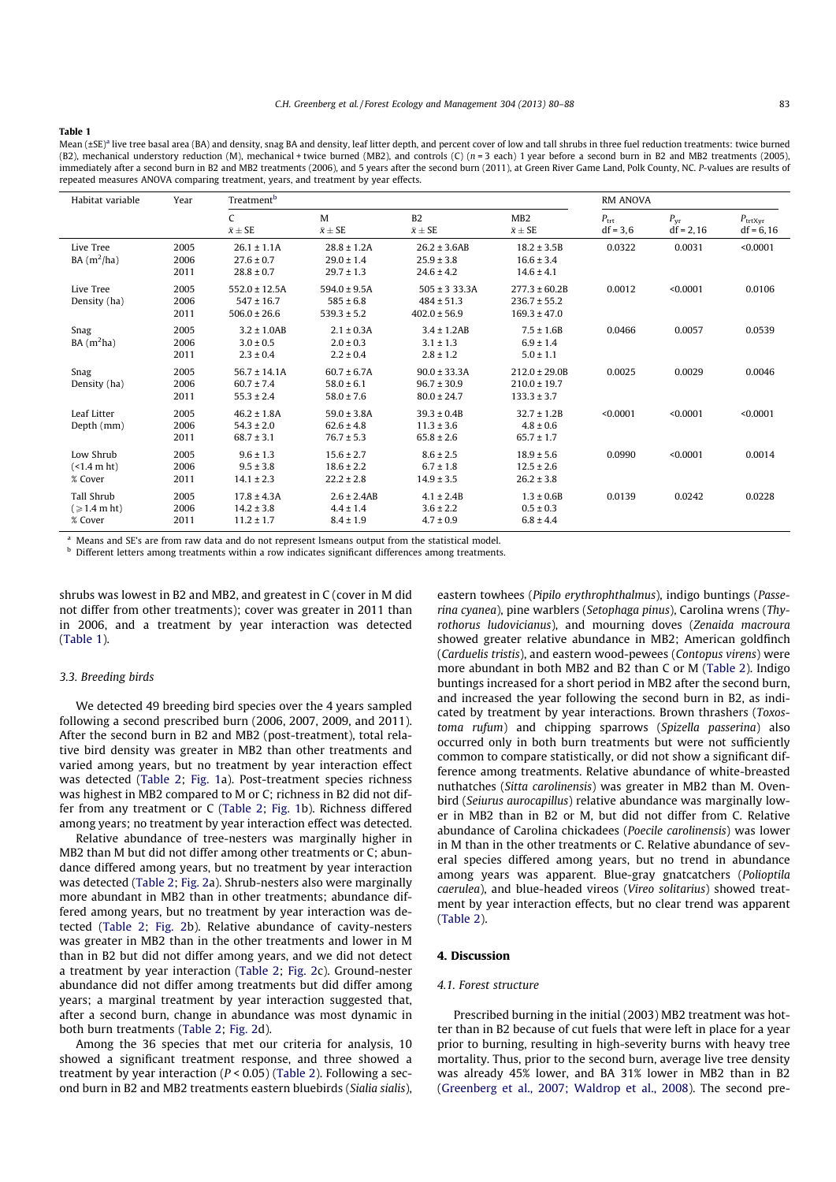**Table 1**

Mean (±SE)[a] live tree basal area (BA) and density, snag BA and density, leaf litter depth, and percent cover of low and tall shrubs in three fuel reduction treatments: twice burned (B2), mechanical understory reduction (M), mechanical + twice burned (MB2), and controls (C) (n = 3 each) 1 year before a second burn in B2 and MB2 treatments (2005), immediately after a second burn in B2 and MB2 treatments (2006), and 5 years after the second burn (2011), at Green River Game Land, Polk County, NC. P-values are results of repeated measures ANOVA comparing treatment, years, and treatment by year effects.

| Habitat variable | Year | Treatment[b] | | | | RM ANOVA | | |
|---|---|---|---|---|---|---|---|---|
| | | C | M | B2 | MB2 | $P_{trt}$ | $P_{yr}$ | $P_{trtXyr}$ |
| | | $\bar{x} \pm$ SE | $\bar{x} \pm$ SE | $\bar{x} \pm$ SE | $\bar{x} \pm$ SE | df = 3,6 | df = 2,16 | df = 6,16 |
| Live Tree BA ($m^2$/ha) | 2005 | 26.1 ± 1.1A | 28.8 ± 1.2A | 26.2 ± 3.6AB | 18.2 ± 3.5B | 0.0322 | 0.0031 | <0.0001 |
| | 2006 | 27.6 ± 0.7 | 29.0 ± 1.4 | 25.9 ± 3.8 | 16.6 ± 3.4 | | | |
| | 2011 | 28.8 ± 0.7 | 29.7 ± 1.3 | 24.6 ± 4.2 | 14.6 ± 4.1 | | | |
| Live Tree Density (ha) | 2005 | 552.0 ± 12.5A | 594.0 ± 9.5A | 505 ± 3 33.3A | 277.3 ± 60.2B | 0.0012 | <0.0001 | 0.0106 |
| | 2006 | 547 ± 16.7 | 585 ± 6.8 | 484 ± 51.3 | 236.7 ± 55.2 | | | |
| | 2011 | 506.0 ± 26.6 | 539.3 ± 5.2 | 402.0 ± 56.9 | 169.3 ± 47.0 | | | |
| Snag BA ($m^2$ha) | 2005 | 3.2 ± 1.0AB | 2.1 ± 0.3A | 3.4 ± 1.2AB | 7.5 ± 1.6B | 0.0466 | 0.0057 | 0.0539 |
| | 2006 | 3.0 ± 0.5 | 2.0 ± 0.3 | 3.1 ± 1.3 | 6.9 ± 1.4 | | | |
| | 2011 | 2.3 ± 0.4 | 2.2 ± 0.4 | 2.8 ± 1.2 | 5.0 ± 1.1 | | | |
| Snag Density (ha) | 2005 | 56.7 ± 14.1A | 60.7 ± 6.7A | 90.0 ± 33.3A | 212.0 ± 29.0B | 0.0025 | 0.0029 | 0.0046 |
| | 2006 | 60.7 ± 7.4 | 58.0 ± 6.1 | 96.7 ± 30.9 | 210.0 ± 19.7 | | | |
| | 2011 | 55.3 ± 2.4 | 58.0 ± 7.6 | 80.0 ± 24.7 | 133.3 ± 3.7 | | | |
| Leaf Litter Depth (mm) | 2005 | 46.2 ± 1.8A | 59.0 ± 3.8A | 39.3 ± 0.4B | 32.7 ± 1.2B | <0.0001 | <0.0001 | <0.0001 |
| | 2006 | 54.3 ± 2.0 | 62.6 ± 4.8 | 11.3 ± 3.6 | 4.8 ± 0.6 | | | |
| | 2011 | 68.7 ± 3.1 | 76.7 ± 5.3 | 65.8 ± 2.6 | 65.7 ± 1.7 | | | |
| Low Shrub (<1.4 m ht) % Cover | 2005 | 9.6 ± 1.3 | 15.6 ± 2.7 | 8.6 ± 2.5 | 18.9 ± 5.6 | 0.0990 | <0.0001 | 0.0014 |
| | 2006 | 9.5 ± 3.8 | 18.6 ± 2.2 | 6.7 ± 1.8 | 12.5 ± 2.6 | | | |
| | 2011 | 14.1 ± 2.3 | 22.2 ± 2.8 | 14.9 ± 3.5 | 26.2 ± 3.8 | | | |
| Tall Shrub (⩾1.4 m ht) % Cover | 2005 | 17.8 ± 4.3A | 2.6 ± 2.4AB | 4.1 ± 2.4B | 1.3 ± 0.6B | 0.0139 | 0.0242 | 0.0228 |
| | 2006 | 14.2 ± 3.8 | 4.4 ± 1.4 | 3.6 ± 2.2 | 0.5 ± 0.3 | | | |
| | 2011 | 11.2 ± 1.7 | 8.4 ± 1.9 | 4.7 ± 0.9 | 6.8 ± 4.4 | | | |

[a] Means and SE's are from raw data and do not represent lsmeans output from the statistical model.

[b] Different letters among treatments within a row indicates significant differences among treatments.

shrubs was lowest in B2 and MB2, and greatest in C (cover in M did not differ from other treatments); cover was greater in 2011 than in 2006, and a treatment by year interaction was detected (Table 1).

### 3.3. Breeding birds

We detected 49 breeding bird species over the 4 years sampled following a second prescribed burn (2006, 2007, 2009, and 2011). After the second burn in B2 and MB2 (post-treatment), total relative bird density was greater in MB2 than other treatments and varied among years, but no treatment by year interaction effect was detected (Table 2; Fig. 1a). Post-treatment species richness was highest in MB2 compared to M or C; richness in B2 did not differ from any treatment or C (Table 2; Fig. 1b). Richness differed among years; no treatment by year interaction effect was detected.

Relative abundance of tree-nesters was marginally higher in MB2 than M but did not differ among other treatments or C; abundance differed among years, but no treatment by year interaction was detected (Table 2; Fig. 2a). Shrub-nesters also were marginally more abundant in MB2 than in other treatments; abundance differed among years, but no treatment by year interaction was detected (Table 2; Fig. 2b). Relative abundance of cavity-nesters was greater in MB2 than in the other treatments and lower in M than in B2 but did not differ among years, and we did not detect a treatment by year interaction (Table 2; Fig. 2c). Ground-nester abundance did not differ among treatments but did differ among years; a marginal treatment by year interaction suggested that, after a second burn, change in abundance was most dynamic in both burn treatments (Table 2; Fig. 2d).

Among the 36 species that met our criteria for analysis, 10 showed a significant treatment response, and three showed a treatment by year interaction ($P < 0.05$) (Table 2). Following a second burn in B2 and MB2 treatments eastern bluebirds (*Sialia sialis*), eastern towhees (*Pipilo erythrophthalmus*), indigo buntings (*Passerina cyanea*), pine warblers (*Setophaga pinus*), Carolina wrens (*Thyrothorus ludovicianus*), and mourning doves (*Zenaida macroura* showed greater relative abundance in MB2; American goldfinch (*Carduelis tristis*), and eastern wood-pewees (*Contopus virens*) were more abundant in both MB2 and B2 than C or M (Table 2). Indigo buntings increased for a short period in MB2 after the second burn, and increased the year following the second burn in B2, as indicated by treatment by year interactions. Brown thrashers (*Toxostoma rufum*) and chipping sparrows (*Spizella passerina*) also occurred only in both burn treatments but were not sufficiently common to compare statistically, or did not show a significant difference among treatments. Relative abundance of white-breasted nuthatches (*Sitta carolinensis*) was greater in MB2 than M. Ovenbird (*Seiurus aurocapillus*) relative abundance was marginally lower in MB2 than in B2 or M, but did not differ from C. Relative abundance of Carolina chickadees (*Poecile carolinensis*) was lower in M than in the other treatments or C. Relative abundance of several species differed among years, but no trend in abundance among years was apparent. Blue-gray gnatcatchers (*Polioptila caerulea*), and blue-headed vireos (*Vireo solitarius*) showed treatment by year interaction effects, but no clear trend was apparent (Table 2).

## 4. Discussion

### 4.1. Forest structure

Prescribed burning in the initial (2003) MB2 treatment was hotter than in B2 because of cut fuels that were left in place for a year prior to burning, resulting in high-severity burns with heavy tree mortality. Thus, prior to the second burn, average live tree density was already 45% lower, and BA 31% lower in MB2 than in B2 (Greenberg et al., 2007; Waldrop et al., 2008). The second pre-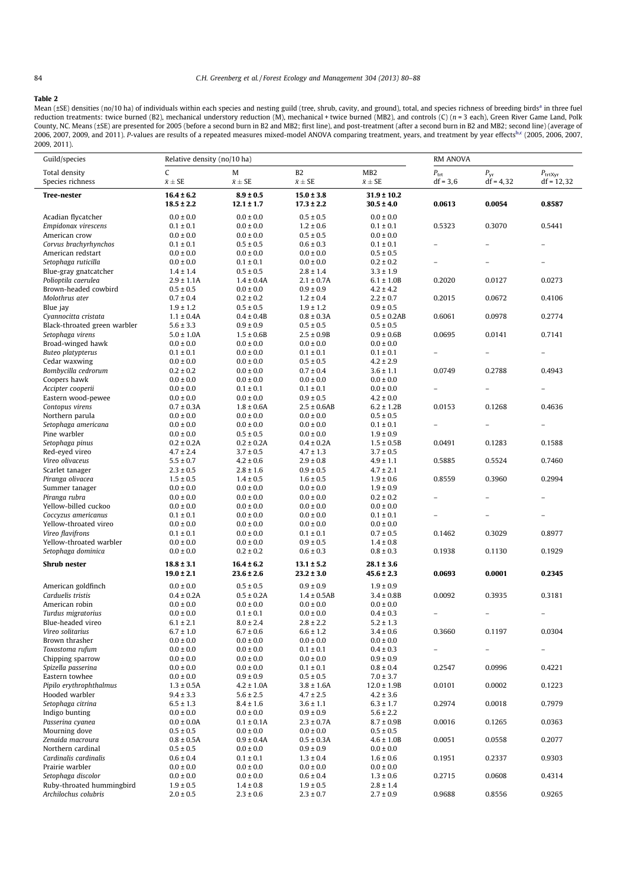**Table 2**

Mean (±SE) densities (no/10 ha) of individuals within each species and nesting guild (tree, shrub, cavity, and ground), total, and species richness of breeding birds[a] in three fuel reduction treatments: twice burned (B2), mechanical understory reduction (M), mechanical + twice burned (MB2), and controls (C) (n = 3 each), Green River Game Land, Polk County, NC. Means (±SE) are presented for 2005 (before a second burn in B2 and MB2; first line), and post-treatment (after a second burn in B2 and MB2; second line) (average of 2006, 2007, 2009, and 2011). P-values are results of a repeated measures mixed-model ANOVA comparing treatment, years, and treatment by year effects[b,c] (2005, 2006, 2007, 2009, 2011).

| Guild/species | Relative density (no/10 ha) | | | | RM ANOVA | | |
|---|---|---|---|---|---|---|---|
| Total density<br>Species richness | C<br>$\bar{x} \pm$ SE | M<br>$\bar{x} \pm$ SE | B2<br>$\bar{x} \pm$ SE | MB2<br>$\bar{x} \pm$ SE | $P_{trt}$<br>df = 3,6 | $P_{yr}$<br>df = 4,32 | $P_{trtXyr}$<br>df = 12,32 |
| **Tree-nester** | **16.4 ± 6.2**<br>**18.5 ± 2.2** | **8.9 ± 0.5**<br>**12.1 ± 1.7** | **15.0 ± 3.8**<br>**17.3 ± 2.2** | **31.9 ± 10.2**<br>**30.5 ± 4.0** | **0.0613** | **0.0054** | **0.8587** |
| Acadian flycatcher<br>*Empidonax virescens* | 0.0 ± 0.0<br>0.1 ± 0.1 | 0.0 ± 0.0<br>0.0 ± 0.0 | 0.5 ± 0.5<br>1.2 ± 0.6 | 0.0 ± 0.0<br>0.1 ± 0.1 | 0.5323 | 0.3070 | 0.5441 |
| American crow<br>*Corvus brachyrhynchos* | 0.0 ± 0.0<br>0.1 ± 0.1 | 0.0 ± 0.0<br>0.5 ± 0.5 | 0.5 ± 0.5<br>0.6 ± 0.3 | 0.0 ± 0.0<br>0.1 ± 0.1 | – | – | – |
| American redstart<br>*Setophaga ruticilla* | 0.0 ± 0.0<br>0.0 ± 0.0 | 0.0 ± 0.0<br>0.1 ± 0.1 | 0.0 ± 0.0<br>0.0 ± 0.0 | 0.5 ± 0.5<br>0.2 ± 0.2 | – | – | – |
| Blue-gray gnatcatcher<br>*Polioptila caerulea* | 1.4 ± 1.4<br>2.9 ± 1.1A | 0.5 ± 0.5<br>1.4 ± 0.4A | 2.8 ± 1.4<br>2.1 ± 0.7A | 3.3 ± 1.9<br>6.1 ± 1.0B | 0.2020 | 0.0127 | 0.0273 |
| Brown-headed cowbird<br>*Molothrus ater* | 0.5 ± 0.5<br>0.7 ± 0.4 | 0.0 ± 0.0<br>0.2 ± 0.2 | 0.9 ± 0.9<br>1.2 ± 0.4 | 4.2 ± 4.2<br>2.2 ± 0.7 | 0.2015 | 0.0672 | 0.4106 |
| Blue jay<br>*Cyannocitta cristata* | 1.9 ± 1.2<br>1.1 ± 0.4A | 0.5 ± 0.5<br>0.4 ± 0.4B | 1.9 ± 1.2<br>0.8 ± 0.3A | 0.9 ± 0.5<br>0.5 ± 0.2AB | 0.6061 | 0.0978 | 0.2774 |
| Black-throated green warbler<br>*Setophaga virens* | 5.6 ± 3.3<br>5.0 ± 1.0A | 0.9 ± 0.9<br>1.5 ± 0.6B | 0.5 ± 0.5<br>2.5 ± 0.9B | 0.5 ± 0.5<br>0.9 ± 0.6B | 0.0695 | 0.0141 | 0.7141 |
| Broad-winged hawk<br>*Buteo platypterus* | 0.0 ± 0.0<br>0.1 ± 0.1 | 0.0 ± 0.0<br>0.0 ± 0.0 | 0.0 ± 0.0<br>0.1 ± 0.1 | 0.0 ± 0.0<br>0.1 ± 0.1 | – | – | – |
| Cedar waxwing<br>*Bombycilla cedrorum* | 0.0 ± 0.0<br>0.2 ± 0.2 | 0.0 ± 0.0<br>0.0 ± 0.0 | 0.5 ± 0.5<br>0.7 ± 0.4 | 4.2 ± 2.9<br>3.6 ± 1.1 | 0.0749 | 0.2788 | 0.4943 |
| Coopers hawk<br>*Accipter cooperii* | 0.0 ± 0.0<br>0.0 ± 0.0 | 0.0 ± 0.0<br>0.1 ± 0.1 | 0.0 ± 0.0<br>0.1 ± 0.1 | 0.0 ± 0.0<br>0.0 ± 0.0 | – | – | – |
| Eastern wood-pewee<br>*Contopus virens* | 0.0 ± 0.0<br>0.7 ± 0.3A | 0.0 ± 0.0<br>1.8 ± 0.6A | 0.9 ± 0.5<br>2.5 ± 0.6AB | 4.2 ± 0.0<br>6.2 ± 1.2B | 0.0153 | 0.1268 | 0.4636 |
| Northern parula<br>*Setophaga americana* | 0.0 ± 0.0<br>0.0 ± 0.0 | 0.0 ± 0.0<br>0.0 ± 0.0 | 0.0 ± 0.0<br>0.0 ± 0.0 | 0.5 ± 0.5<br>0.1 ± 0.1 | – | – | – |
| Pine warbler<br>*Setophaga pinus* | 0.0 ± 0.0<br>0.2 ± 0.2A | 0.5 ± 0.5<br>0.2 ± 0.2A | 0.0 ± 0.0<br>0.4 ± 0.2A | 1.9 ± 0.9<br>1.5 ± 0.5B | 0.0491 | 0.1283 | 0.1588 |
| Red-eyed vireo<br>*Vireo olivaceus* | 4.7 ± 2.4<br>5.5 ± 0.7 | 3.7 ± 0.5<br>4.2 ± 0.6 | 4.7 ± 1.3<br>2.9 ± 0.8 | 3.7 ± 0.5<br>4.9 ± 1.1 | 0.5885 | 0.5524 | 0.7460 |
| Scarlet tanager<br>*Piranga olivacea* | 2.3 ± 0.5<br>1.5 ± 0.5 | 2.8 ± 1.6<br>1.4 ± 0.5 | 0.9 ± 0.5<br>1.6 ± 0.5 | 4.7 ± 2.1<br>1.9 ± 0.6 | 0.8559 | 0.3960 | 0.2994 |
| Summer tanager<br>*Piranga rubra* | 0.0 ± 0.0<br>0.0 ± 0.0 | 0.0 ± 0.0<br>0.0 ± 0.0 | 0.0 ± 0.0<br>0.0 ± 0.0 | 1.9 ± 0.9<br>0.2 ± 0.2 | – | – | – |
| Yellow-billed cuckoo<br>*Coccyzus americanus* | 0.0 ± 0.0<br>0.1 ± 0.1 | 0.0 ± 0.0<br>0.0 ± 0.0 | 0.0 ± 0.0<br>0.0 ± 0.0 | 0.0 ± 0.0<br>0.1 ± 0.1 | – | – | – |
| Yellow-throated vireo<br>*Vireo flavifrons* | 0.0 ± 0.0<br>0.1 ± 0.1 | 0.0 ± 0.0<br>0.0 ± 0.0 | 0.0 ± 0.0<br>0.1 ± 0.1 | 0.0 ± 0.0<br>0.7 ± 0.5 | 0.1462 | 0.3029 | 0.8977 |
| Yellow-throated warbler<br>*Setophaga dominica* | 0.0 ± 0.0<br>0.0 ± 0.0 | 0.0 ± 0.0<br>0.2 ± 0.2 | 0.9 ± 0.5<br>0.6 ± 0.3 | 1.4 ± 0.8<br>0.8 ± 0.3 | 0.1938 | 0.1130 | 0.1929 |
| **Shrub nester** | **18.8 ± 3.1**<br>**19.0 ± 2.1** | **16.4 ± 6.2**<br>**23.6 ± 2.6** | **13.1 ± 5.2**<br>**23.2 ± 3.0** | **28.1 ± 3.6**<br>**45.6 ± 2.3** | **0.0693** | **0.0001** | **0.2345** |
| American goldfinch<br>*Carduelis tristis* | 0.0 ± 0.0<br>0.4 ± 0.2A | 0.5 ± 0.5<br>0.5 ± 0.2A | 0.9 ± 0.9<br>1.4 ± 0.5AB | 1.9 ± 0.9<br>3.4 ± 0.8B | 0.0092 | 0.3935 | 0.3181 |
| American robin<br>*Turdus migratorius* | 0.0 ± 0.0<br>0.0 ± 0.0 | 0.0 ± 0.0<br>0.1 ± 0.1 | 0.0 ± 0.0<br>0.0 ± 0.0 | 0.0 ± 0.0<br>0.4 ± 0.3 | – | – | – |
| Blue-headed vireo<br>*Vireo solitarius* | 6.1 ± 2.1<br>6.7 ± 1.0 | 8.0 ± 2.4<br>6.7 ± 0.6 | 2.8 ± 2.2<br>6.6 ± 1.2 | 5.2 ± 1.3<br>3.4 ± 0.6 | 0.3660 | 0.1197 | 0.0304 |
| Brown thrasher<br>*Toxostoma rufum* | 0.0 ± 0.0<br>0.0 ± 0.0 | 0.0 ± 0.0<br>0.0 ± 0.0 | 0.0 ± 0.0<br>0.1 ± 0.1 | 0.0 ± 0.0<br>0.4 ± 0.3 | – | – | – |
| Chipping sparrow<br>*Spizella passerina* | 0.0 ± 0.0<br>0.0 ± 0.0 | 0.0 ± 0.0<br>0.0 ± 0.0 | 0.0 ± 0.0<br>0.1 ± 0.1 | 0.9 ± 0.9<br>0.8 ± 0.4 | 0.2547 | 0.0996 | 0.4221 |
| Eastern towhee<br>*Pipilo erythrophthalmus* | 0.0 ± 0.0<br>1.3 ± 0.5A | 0.9 ± 0.9<br>4.2 ± 1.0A | 0.5 ± 0.5<br>3.8 ± 1.6A | 7.0 ± 3.7<br>12.0 ± 1.9B | 0.0101 | 0.0002 | 0.1223 |
| Hooded warbler<br>*Setophaga citrina* | 9.4 ± 3.3<br>6.5 ± 1.3 | 5.6 ± 2.5<br>8.4 ± 1.6 | 4.7 ± 2.5<br>3.6 ± 1.1 | 4.2 ± 3.6<br>6.3 ± 1.7 | 0.2974 | 0.0018 | 0.7979 |
| Indigo bunting<br>*Passerina cyanea* | 0.0 ± 0.0<br>0.0 ± 0.0A | 0.0 ± 0.0<br>0.1 ± 0.1A | 0.9 ± 0.9<br>2.3 ± 0.7A | 5.6 ± 2.2<br>8.7 ± 0.9B | 0.0016 | 0.1265 | 0.0363 |
| Mourning dove<br>*Zenaida macroura* | 0.5 ± 0.5<br>0.8 ± 0.5A | 0.0 ± 0.0<br>0.9 ± 0.4A | 0.0 ± 0.0<br>0.5 ± 0.3A | 0.5 ± 0.5<br>4.6 ± 1.0B | 0.0051 | 0.0558 | 0.2077 |
| Northern cardinal<br>*Cardinalis cardinalis* | 0.5 ± 0.5<br>0.6 ± 0.4 | 0.0 ± 0.0<br>0.1 ± 0.1 | 0.9 ± 0.9<br>1.3 ± 0.4 | 0.0 ± 0.0<br>1.6 ± 0.6 | 0.1951 | 0.2337 | 0.9303 |
| Prairie warbler<br>*Setophaga discolor* | 0.0 ± 0.0<br>0.0 ± 0.0 | 0.0 ± 0.0<br>0.0 ± 0.0 | 0.0 ± 0.0<br>0.6 ± 0.4 | 0.0 ± 0.0<br>1.3 ± 0.6 | 0.2715 | 0.0608 | 0.4314 |
| Ruby-throated hummingbird<br>*Archilochus colubris* | 1.9 ± 0.5<br>2.0 ± 0.5 | 1.4 ± 0.8<br>2.3 ± 0.6 | 1.9 ± 0.5<br>2.3 ± 0.7 | 2.8 ± 1.4<br>2.7 ± 0.9 | 0.9688 | 0.8556 | 0.9265 |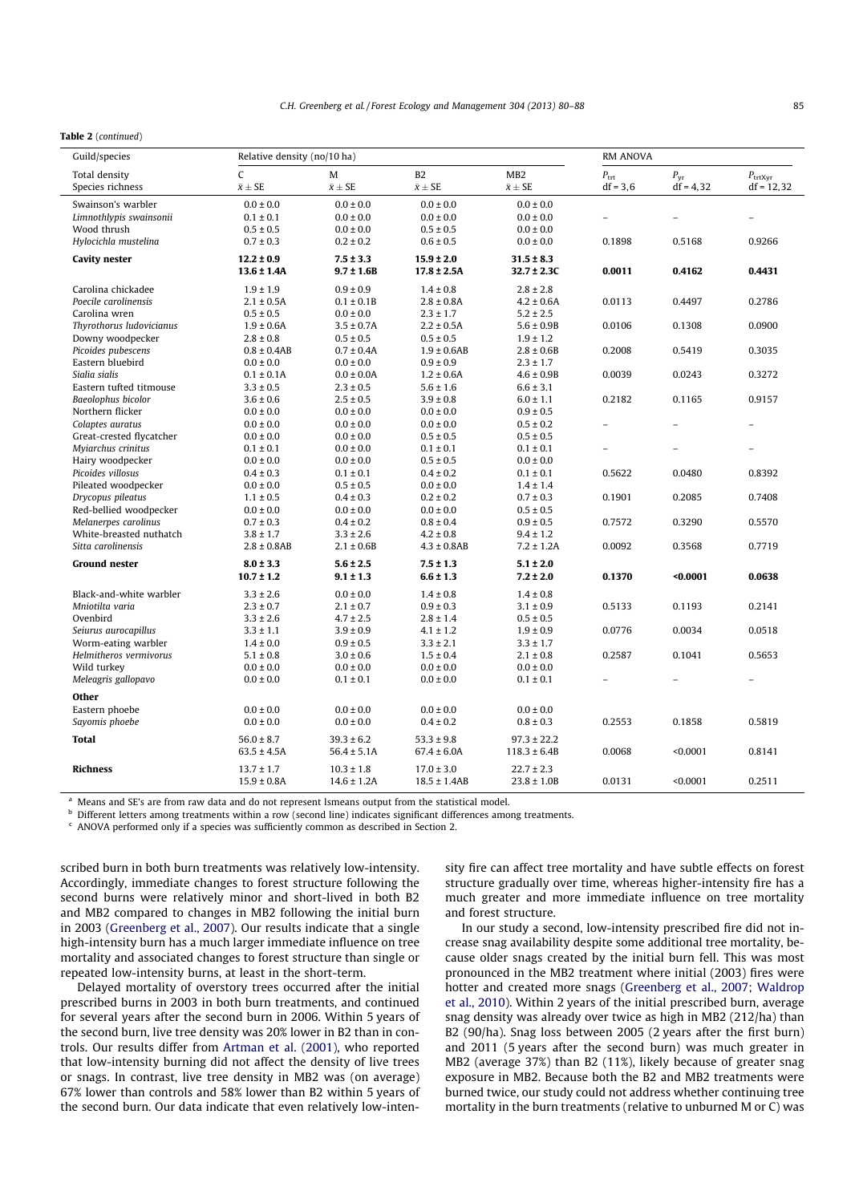**Table 2** (*continued*)

| Guild/species | Relative density (no/10 ha) | | | | RM ANOVA | | |
|---|---|---|---|---|---|---|---|
| Total density | C | M | B2 | MB2 | $P_{trt}$ | $P_{yr}$ | $P_{trtXyr}$ |
| Species richness | $\bar{x} \pm$ SE | $\bar{x} \pm$ SE | $\bar{x} \pm$ SE | $\bar{x} \pm$ SE | df = 3,6 | df = 4,32 | df = 12,32 |
| Swainson's warbler | 0.0 ± 0.0 | 0.0 ± 0.0 | 0.0 ± 0.0 | 0.0 ± 0.0 | | | |
| *Limnothlypis swainsonii* | 0.1 ± 0.1 | 0.0 ± 0.0 | 0.0 ± 0.0 | 0.0 ± 0.0 | – | – | – |
| Wood thrush | 0.5 ± 0.5 | 0.0 ± 0.0 | 0.5 ± 0.5 | 0.0 ± 0.0 | | | |
| *Hylocichla mustelina* | 0.7 ± 0.3 | 0.2 ± 0.2 | 0.6 ± 0.5 | 0.0 ± 0.0 | 0.1898 | 0.5168 | 0.9266 |
| **Cavity nester** | **12.2 ± 0.9** | **7.5 ± 3.3** | **15.9 ± 2.0** | **31.5 ± 8.3** | | | |
| | **13.6 ± 1.4A** | **9.7 ± 1.6B** | **17.8 ± 2.5A** | **32.7 ± 2.3C** | **0.0011** | **0.4162** | **0.4431** |
| Carolina chickadee | 1.9 ± 1.9 | 0.9 ± 0.9 | 1.4 ± 0.8 | 2.8 ± 2.8 | | | |
| *Poecile carolinensis* | 2.1 ± 0.5A | 0.1 ± 0.1B | 2.8 ± 0.8A | 4.2 ± 0.6A | 0.0113 | 0.4497 | 0.2786 |
| Carolina wren | 0.5 ± 0.5 | 0.0 ± 0.0 | 2.3 ± 1.7 | 5.2 ± 2.5 | | | |
| *Thyrothorus ludovicianus* | 1.9 ± 0.6A | 3.5 ± 0.7A | 2.2 ± 0.5A | 5.6 ± 0.9B | 0.0106 | 0.1308 | 0.0900 |
| Downy woodpecker | 2.8 ± 0.8 | 0.5 ± 0.5 | 0.5 ± 0.5 | 1.9 ± 1.2 | | | |
| *Picoides pubescens* | 0.8 ± 0.4AB | 0.7 ± 0.4A | 1.9 ± 0.6AB | 2.8 ± 0.6B | 0.2008 | 0.5419 | 0.3035 |
| Eastern bluebird | 0.0 ± 0.0 | 0.0 ± 0.0 | 0.9 ± 0.9 | 2.3 ± 1.7 | | | |
| *Sialia sialis* | 0.1 ± 0.1A | 0.0 ± 0.0A | 1.2 ± 0.6A | 4.6 ± 0.9B | 0.0039 | 0.0243 | 0.3272 |
| Eastern tufted titmouse | 3.3 ± 0.5 | 2.3 ± 0.5 | 5.6 ± 1.6 | 6.6 ± 3.1 | | | |
| *Baeolophus bicolor* | 3.6 ± 0.6 | 2.5 ± 0.5 | 3.9 ± 0.8 | 6.0 ± 1.1 | 0.2182 | 0.1165 | 0.9157 |
| Northern flicker | 0.0 ± 0.0 | 0.0 ± 0.0 | 0.0 ± 0.0 | 0.9 ± 0.5 | | | |
| *Colaptes auratus* | 0.0 ± 0.0 | 0.0 ± 0.0 | 0.0 ± 0.0 | 0.5 ± 0.2 | – | – | – |
| Great-crested flycatcher | 0.0 ± 0.0 | 0.0 ± 0.0 | 0.5 ± 0.5 | 0.5 ± 0.5 | | | |
| *Myiarchus crinitus* | 0.1 ± 0.1 | 0.0 ± 0.0 | 0.1 ± 0.1 | 0.1 ± 0.1 | – | – | – |
| Hairy woodpecker | 0.0 ± 0.0 | 0.0 ± 0.0 | 0.5 ± 0.5 | 0.0 ± 0.0 | | | |
| *Picoides villosus* | 0.4 ± 0.3 | 0.1 ± 0.1 | 0.4 ± 0.2 | 0.1 ± 0.1 | 0.5622 | 0.0480 | 0.8392 |
| Pileated woodpecker | 0.0 ± 0.0 | 0.5 ± 0.5 | 0.0 ± 0.0 | 1.4 ± 1.4 | | | |
| *Drycopus pileatus* | 1.1 ± 0.5 | 0.4 ± 0.3 | 0.2 ± 0.2 | 0.7 ± 0.3 | 0.1901 | 0.2085 | 0.7408 |
| Red-bellied woodpecker | 0.0 ± 0.0 | 0.0 ± 0.0 | 0.0 ± 0.0 | 0.5 ± 0.5 | | | |
| *Melanerpes carolinus* | 0.7 ± 0.3 | 0.4 ± 0.2 | 0.8 ± 0.4 | 0.9 ± 0.5 | 0.7572 | 0.3290 | 0.5570 |
| White-breasted nuthatch | 3.8 ± 1.7 | 3.3 ± 2.6 | 4.2 ± 0.8 | 9.4 ± 1.2 | | | |
| *Sitta carolinensis* | 2.8 ± 0.8AB | 2.1 ± 0.6B | 4.3 ± 0.8AB | 7.2 ± 1.2A | 0.0092 | 0.3568 | 0.7719 |
| **Ground nester** | **8.0 ± 3.3** | **5.6 ± 2.5** | **7.5 ± 1.3** | **5.1 ± 2.0** | | | |
| | **10.7 ± 1.2** | **9.1 ± 1.3** | **6.6 ± 1.3** | **7.2 ± 2.0** | **0.1370** | **<0.0001** | **0.0638** |
| Black-and-white warbler | 3.3 ± 2.6 | 0.0 ± 0.0 | 1.4 ± 0.8 | 1.4 ± 0.8 | | | |
| *Mniotilta varia* | 2.3 ± 0.7 | 2.1 ± 0.7 | 0.9 ± 0.3 | 3.1 ± 0.9 | 0.5133 | 0.1193 | 0.2141 |
| Ovenbird | 3.3 ± 2.6 | 4.7 ± 2.5 | 2.8 ± 1.4 | 0.5 ± 0.5 | | | |
| *Seiurus aurocapillus* | 3.3 ± 1.1 | 3.9 ± 0.9 | 4.1 ± 1.2 | 1.9 ± 0.9 | 0.0776 | 0.0034 | 0.0518 |
| Worm-eating warbler | 1.4 ± 0.0 | 0.9 ± 0.5 | 3.3 ± 2.1 | 3.3 ± 1.7 | | | |
| *Helmitheros vermivorus* | 5.1 ± 0.8 | 3.0 ± 0.6 | 1.5 ± 0.4 | 2.1 ± 0.8 | 0.2587 | 0.1041 | 0.5653 |
| Wild turkey | 0.0 ± 0.0 | 0.0 ± 0.0 | 0.0 ± 0.0 | 0.0 ± 0.0 | | | |
| *Meleagris gallopavo* | 0.0 ± 0.0 | 0.1 ± 0.1 | 0.0 ± 0.0 | 0.1 ± 0.1 | – | – | – |
| **Other** | | | | | | | |
| Eastern phoebe | 0.0 ± 0.0 | 0.0 ± 0.0 | 0.0 ± 0.0 | 0.0 ± 0.0 | | | |
| *Sayornis phoebe* | 0.0 ± 0.0 | 0.0 ± 0.0 | 0.4 ± 0.2 | 0.8 ± 0.3 | 0.2553 | 0.1858 | 0.5819 |
| **Total** | 56.0 ± 8.7 | 39.3 ± 6.2 | 53.3 ± 9.8 | 97.3 ± 22.2 | | | |
| | 63.5 ± 4.5A | 56.4 ± 5.1A | 67.4 ± 6.0A | 118.3 ± 6.4B | 0.0068 | <0.0001 | 0.8141 |
| **Richness** | 13.7 ± 1.7 | 10.3 ± 1.8 | 17.0 ± 3.0 | 22.7 ± 2.3 | | | |
| | 15.9 ± 0.8A | 14.6 ± 1.2A | 18.5 ± 1.4AB | 23.8 ± 1.0B | 0.0131 | <0.0001 | 0.2511 |

[a] Means and SE's are from raw data and do not represent lsmeans output from the statistical model.

[b] Different letters among treatments within a row (second line) indicates significant differences among treatments.

[c] ANOVA performed only if a species was sufficiently common as described in Section 2.

scribed burn in both burn treatments was relatively low-intensity. Accordingly, immediate changes to forest structure following the second burns were relatively minor and short-lived in both B2 and MB2 compared to changes in MB2 following the initial burn in 2003 (Greenberg et al., 2007). Our results indicate that a single high-intensity burn has a much larger immediate influence on tree mortality and associated changes to forest structure than single or repeated low-intensity burns, at least in the short-term.

Delayed mortality of overstory trees occurred after the initial prescribed burns in 2003 in both burn treatments, and continued for several years after the second burn in 2006. Within 5 years of the second burn, live tree density was 20% lower in B2 than in controls. Our results differ from Artman et al. (2001), who reported that low-intensity burning did not affect the density of live trees or snags. In contrast, live tree density in MB2 was (on average) 67% lower than controls and 58% lower than B2 within 5 years of the second burn. Our data indicate that even relatively low-intensity fire can affect tree mortality and have subtle effects on forest structure gradually over time, whereas higher-intensity fire has a much greater and more immediate influence on tree mortality and forest structure.

In our study a second, low-intensity prescribed fire did not increase snag availability despite some additional tree mortality, because older snags created by the initial burn fell. This was most pronounced in the MB2 treatment where initial (2003) fires were hotter and created more snags (Greenberg et al., 2007; Waldrop et al., 2010). Within 2 years of the initial prescribed burn, average snag density was already over twice as high in MB2 (212/ha) than B2 (90/ha). Snag loss between 2005 (2 years after the first burn) and 2011 (5 years after the second burn) was much greater in MB2 (average 37%) than B2 (11%), likely because of greater snag exposure in MB2. Because both the B2 and MB2 treatments were burned twice, our study could not address whether continuing tree mortality in the burn treatments (relative to unburned M or C) was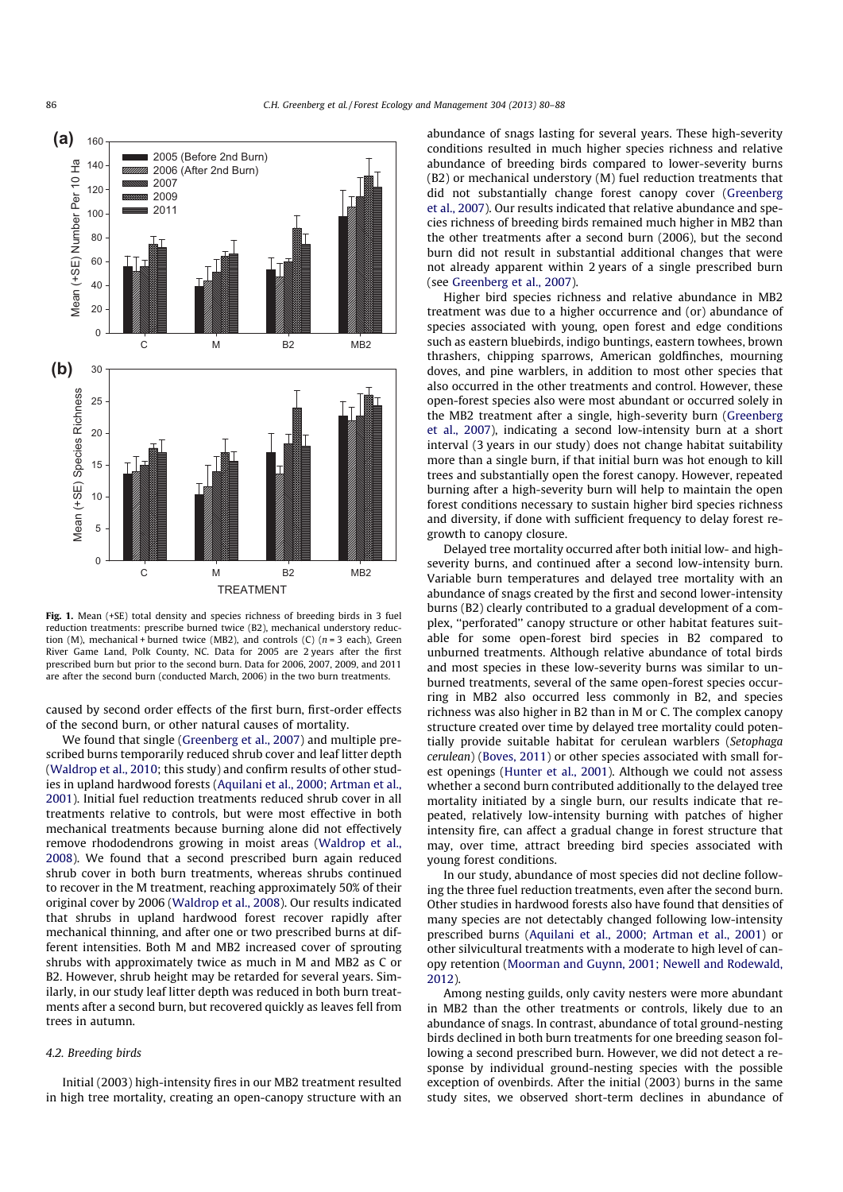Fig. 1. Mean (+SE) total density and species richness of breeding birds in 3 fuel reduction treatments: prescribe burned twice (B2), mechanical understory reduction (M), mechanical + burned twice (MB2), and controls (C) ($n = 3$ each), Green River Game Land, Polk County, NC. Data for 2005 are 2 years after the first prescribed burn but prior to the second burn. Data for 2006, 2007, 2009, and 2011 are after the second burn (conducted March, 2006) in the two burn treatments.

caused by second order effects of the first burn, first-order effects of the second burn, or other natural causes of mortality.

We found that single (Greenberg et al., 2007) and multiple prescribed burns temporarily reduced shrub cover and leaf litter depth (Waldrop et al., 2010; this study) and confirm results of other studies in upland hardwood forests (Aquilani et al., 2000; Artman et al., 2001). Initial fuel reduction treatments reduced shrub cover in all treatments relative to controls, but were most effective in both mechanical treatments because burning alone did not effectively remove rhododendrons growing in moist areas (Waldrop et al., 2008). We found that a second prescribed burn again reduced shrub cover in both burn treatments, whereas shrubs continued to recover in the M treatment, reaching approximately 50% of their original cover by 2006 (Waldrop et al., 2008). Our results indicated that shrubs in upland hardwood forest recover rapidly after mechanical thinning, and after one or two prescribed burns at different intensities. Both M and MB2 increased cover of sprouting shrubs with approximately twice as much in M and MB2 as C or B2. However, shrub height may be retarded for several years. Similarly, in our study leaf litter depth was reduced in both burn treatments after a second burn, but recovered quickly as leaves fell from trees in autumn.

### 4.2. Breeding birds

Initial (2003) high-intensity fires in our MB2 treatment resulted in high tree mortality, creating an open-canopy structure with an abundance of snags lasting for several years. These high-severity conditions resulted in much higher species richness and relative abundance of breeding birds compared to lower-severity burns (B2) or mechanical understory (M) fuel reduction treatments that did not substantially change forest canopy cover (Greenberg et al., 2007). Our results indicated that relative abundance and species richness of breeding birds remained much higher in MB2 than the other treatments after a second burn (2006), but the second burn did not result in substantial additional changes that were not already apparent within 2 years of a single prescribed burn (see Greenberg et al., 2007).

Higher bird species richness and relative abundance in MB2 treatment was due to a higher occurrence and (or) abundance of species associated with young, open forest and edge conditions such as eastern bluebirds, indigo buntings, eastern towhees, brown thrashers, chipping sparrows, American goldfinches, mourning doves, and pine warblers, in addition to most other species that also occurred in the other treatments and control. However, these open-forest species also were most abundant or occurred solely in the MB2 treatment after a single, high-severity burn (Greenberg et al., 2007), indicating a second low-intensity burn at a short interval (3 years in our study) does not change habitat suitability more than a single burn, if that initial burn was hot enough to kill trees and substantially open the forest canopy. However, repeated burning after a high-severity burn will help to maintain the open forest conditions necessary to sustain higher bird species richness and diversity, if done with sufficient frequency to delay forest regrowth to canopy closure.

Delayed tree mortality occurred after both initial low- and high-severity burns, and continued after a second low-intensity burn. Variable burn temperatures and delayed tree mortality with an abundance of snags created by the first and second lower-intensity burns (B2) clearly contributed to a gradual development of a complex, "perforated" canopy structure or other habitat features suitable for some open-forest bird species in B2 compared to unburned treatments. Although relative abundance of total birds and most species in these low-severity burns was similar to unburned treatments, several of the same open-forest species occurring in MB2 also occurred less commonly in B2, and species richness was also higher in B2 than in M or C. The complex canopy structure created over time by delayed tree mortality could potentially provide suitable habitat for cerulean warblers (*Setophaga cerulean*) (Boves, 2011) or other species associated with small forest openings (Hunter et al., 2001). Although we could not assess whether a second burn contributed additionally to the delayed tree mortality initiated by a single burn, our results indicate that repeated, relatively low-intensity burning with patches of higher intensity fire, can affect a gradual change in forest structure that may, over time, attract breeding bird species associated with young forest conditions.

In our study, abundance of most species did not decline following the three fuel reduction treatments, even after the second burn. Other studies in hardwood forests also have found that densities of many species are not detectably changed following low-intensity prescribed burns (Aquilani et al., 2000; Artman et al., 2001) or other silvicultural treatments with a moderate to high level of canopy retention (Moorman and Guynn, 2001; Newell and Rodewald, 2012).

Among nesting guilds, only cavity nesters were more abundant in MB2 than the other treatments or controls, likely due to an abundance of snags. In contrast, abundance of total ground-nesting birds declined in both burn treatments for one breeding season following a second prescribed burn. However, we did not detect a response by individual ground-nesting species with the possible exception of ovenbirds. After the initial (2003) burns in the same study sites, we observed short-term declines in abundance of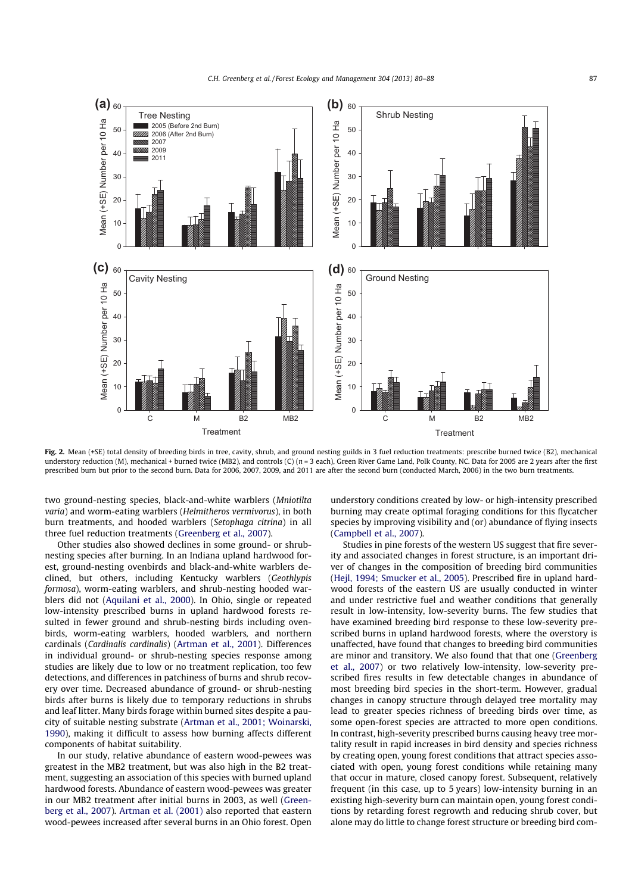**Fig. 2.** Mean (+SE) total density of breeding birds in tree, cavity, shrub, and ground nesting guilds in 3 fuel reduction treatments: prescribe burned twice (B2), mechanical understory reduction (M), mechanical + burned twice (MB2), and controls (C) ($n = 3$ each), Green River Game Land, Polk County, NC. Data for 2005 are 2 years after the first prescribed burn but prior to the second burn. Data for 2006, 2007, 2009, and 2011 are after the second burn (conducted March, 2006) in the two burn treatments.

two ground-nesting species, black-and-white warblers (*Mniotilta varia*) and worm-eating warblers (*Helmitheros vermivorus*), in both burn treatments, and hooded warblers (*Setophaga citrina*) in all three fuel reduction treatments (Greenberg et al., 2007).

Other studies also showed declines in some ground- or shrub-nesting species after burning. In an Indiana upland hardwood forest, ground-nesting ovenbirds and black-and-white warblers declined, but others, including Kentucky warblers (*Geothlypis formosa*), worm-eating warblers, and shrub-nesting hooded warblers did not (Aquilani et al., 2000). In Ohio, single or repeated low-intensity prescribed burns in upland hardwood forests resulted in fewer ground and shrub-nesting birds including ovenbirds, worm-eating warblers, hooded warblers, and northern cardinals (*Cardinalis cardinalis*) (Artman et al., 2001). Differences in individual ground- or shrub-nesting species response among studies are likely due to low or no treatment replication, too few detections, and differences in patchiness of burns and shrub recovery over time. Decreased abundance of ground- or shrub-nesting birds after burns is likely due to temporary reductions in shrubs and leaf litter. Many birds forage within burned sites despite a paucity of suitable nesting substrate (Artman et al., 2001; Woinarski, 1990), making it difficult to assess how burning affects different components of habitat suitability.

In our study, relative abundance of eastern wood-pewees was greatest in the MB2 treatment, but was also high in the B2 treatment, suggesting an association of this species with burned upland hardwood forests. Abundance of eastern wood-pewees was greater in our MB2 treatment after initial burns in 2003, as well (Greenberg et al., 2007). Artman et al. (2001) also reported that eastern wood-pewees increased after several burns in an Ohio forest. Open understory conditions created by low- or high-intensity prescribed burning may create optimal foraging conditions for this flycatcher species by improving visibility and (or) abundance of flying insects (Campbell et al., 2007).

Studies in pine forests of the western US suggest that fire severity and associated changes in forest structure, is an important driver of changes in the composition of breeding bird communities (Hejl, 1994; Smucker et al., 2005). Prescribed fire in upland hardwood forests of the eastern US are usually conducted in winter and under restrictive fuel and weather conditions that generally result in low-intensity, low-severity burns. The few studies that have examined breeding bird response to these low-severity prescribed burns in upland hardwood forests, where the overstory is unaffected, have found that changes to breeding bird communities are minor and transitory. We also found that that one (Greenberg et al., 2007) or two relatively low-intensity, low-severity prescribed fires results in few detectable changes in abundance of most breeding bird species in the short-term. However, gradual changes in canopy structure through delayed tree mortality may lead to greater species richness of breeding birds over time, as some open-forest species are attracted to more open conditions. In contrast, high-severity prescribed burns causing heavy tree mortality result in rapid increases in bird density and species richness by creating open, young forest conditions that attract species associated with open, young forest conditions while retaining many that occur in mature, closed canopy forest. Subsequent, relatively frequent (in this case, up to 5 years) low-intensity burning in an existing high-severity burn can maintain open, young forest conditions by retarding forest regrowth and reducing shrub cover, but alone may do little to change forest structure or breeding bird com-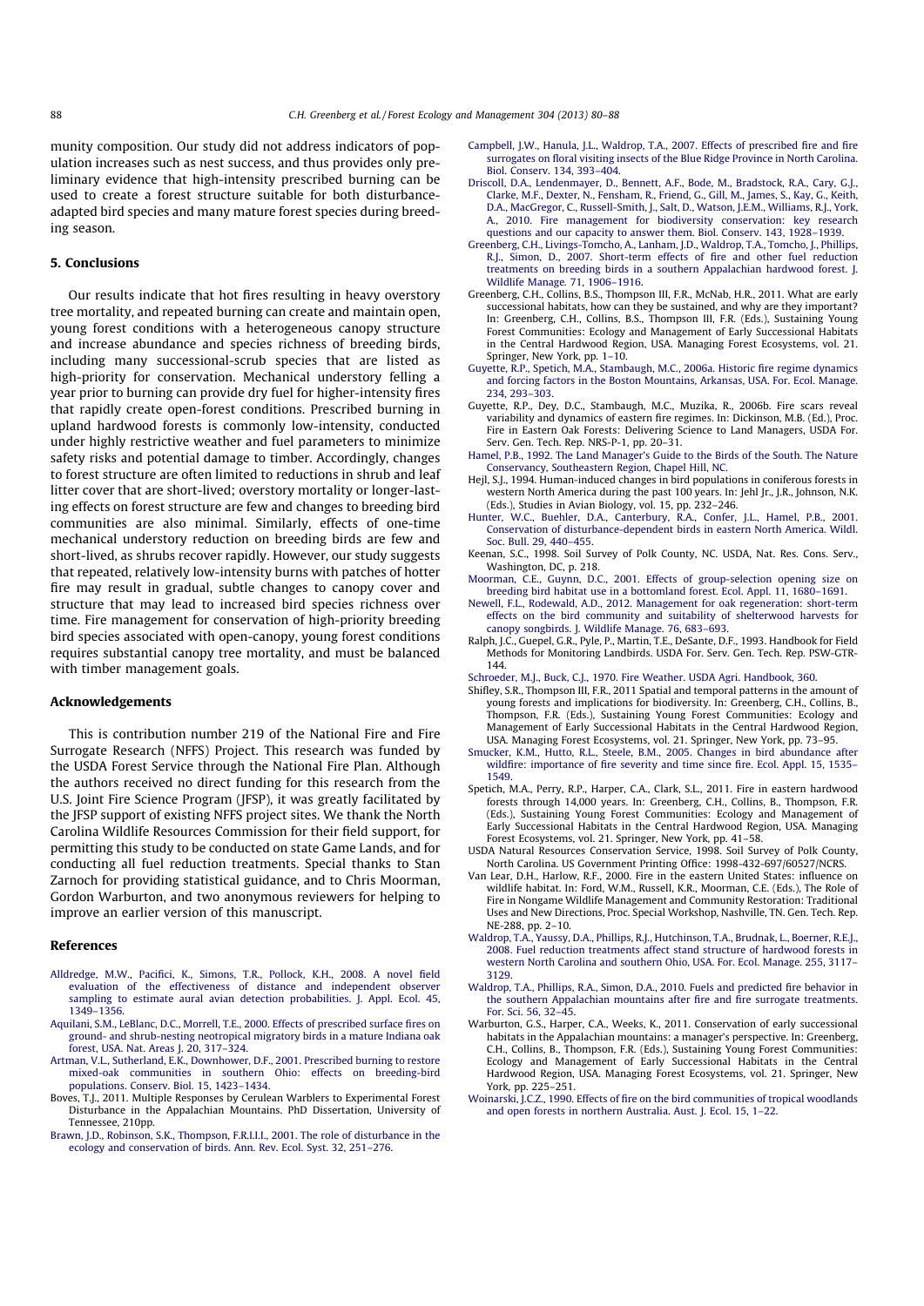munity composition. Our study did not address indicators of population increases such as nest success, and thus provides only preliminary evidence that high-intensity prescribed burning can be used to create a forest structure suitable for both disturbance-adapted bird species and many mature forest species during breeding season.

## 5. Conclusions

Our results indicate that hot fires resulting in heavy overstory tree mortality, and repeated burning can create and maintain open, young forest conditions with a heterogeneous canopy structure and increase abundance and species richness of breeding birds, including many successional-scrub species that are listed as high-priority for conservation. Mechanical understory felling a year prior to burning can provide dry fuel for higher-intensity fires that rapidly create open-forest conditions. Prescribed burning in upland hardwood forests is commonly low-intensity, conducted under highly restrictive weather and fuel parameters to minimize safety risks and potential damage to timber. Accordingly, changes to forest structure are often limited to reductions in shrub and leaf litter cover that are short-lived; overstory mortality or longer-lasting effects on forest structure are few and changes to breeding bird communities are also minimal. Similarly, effects of one-time mechanical understory reduction on breeding birds are few and short-lived, as shrubs recover rapidly. However, our study suggests that repeated, relatively low-intensity burns with patches of hotter fire may result in gradual, subtle changes to canopy cover and structure that may lead to increased bird species richness over time. Fire management for conservation of high-priority breeding bird species associated with open-canopy, young forest conditions requires substantial canopy tree mortality, and must be balanced with timber management goals.

## Acknowledgements

This is contribution number 219 of the National Fire and Fire Surrogate Research (NFFS) Project. This research was funded by the USDA Forest Service through the National Fire Plan. Although the authors received no direct funding for this research from the U.S. Joint Fire Science Program (JFSP), it was greatly facilitated by the JFSP support of existing NFFS project sites. We thank the North Carolina Wildlife Resources Commission for their field support, for permitting this study to be conducted on state Game Lands, and for conducting all fuel reduction treatments. Special thanks to Stan Zarnoch for providing statistical guidance, and to Chris Moorman, Gordon Warburton, and two anonymous reviewers for helping to improve an earlier version of this manuscript.

## References

Alldredge, M.W., Pacifici, K., Simons, T.R., Pollock, K.H., 2008. A novel field evaluation of the effectiveness of distance and independent observer sampling to estimate aural avian detection probabilities. J. Appl. Ecol. 45, 1349–1356.

Aquilani, S.M., LeBlanc, D.C., Morrell, T.E., 2000. Effects of prescribed surface fires on ground- and shrub-nesting neotropical migratory birds in a mature Indiana oak forest, USA. Nat. Areas J. 20, 317–324.

Artman, V.L., Sutherland, E.K., Downhower, D.F., 2001. Prescribed burning to restore mixed-oak communities in southern Ohio: effects on breeding-bird populations. Conserv. Biol. 15, 1423–1434.

Boves, T.J., 2011. Multiple Responses by Cerulean Warblers to Experimental Forest Disturbance in the Appalachian Mountains. PhD Dissertation, University of Tennessee, 210pp.

Brawn, J.D., Robinson, S.K., Thompson, F.R.I.I.I., 2001. The role of disturbance in the ecology and conservation of birds. Ann. Rev. Ecol. Syst. 32, 251–276.

Campbell, J.W., Hanula, J.L., Waldrop, T.A., 2007. Effects of prescribed fire and fire surrogates on floral visiting insects of the Blue Ridge Province in North Carolina. Biol. Conserv. 134, 393–404.

Driscoll, D.A., Lendenmayer, D., Bennett, A.F., Bode, M., Bradstock, R.A., Cary, G.J., Clarke, M.F., Dexter, N., Fensham, R., Friend, G., Gill, M., James, S., Kay, G., Keith, D.A., MacGregor, C., Russell-Smith, J., Salt, D., Watson, J.E.M., Williams, R.J., York, A., 2010. Fire management for biodiversity conservation: key research questions and our capacity to answer them. Biol. Conserv. 143, 1928–1939.

Greenberg, C.H., Livings-Tomcho, A., Lanham, J.D., Waldrop, T.A., Tomcho, J., Phillips, R.J., Simon, D., 2007. Short-term effects of fire and other fuel reduction treatments on breeding birds in a southern Appalachian hardwood forest. J. Wildlife Manage. 71, 1906–1916.

Greenberg, C.H., Collins, B.S., Thompson III, F.R., McNab, H.R., 2011. What are early successional habitats, how can they be sustained, and why are they important? In: Greenberg, C.H., Collins, B.S., Thompson III, F.R. (Eds.), Sustaining Young Forest Communities: Ecology and Management of Early Successional Habitats in the Central Hardwood Region, USA. Managing Forest Ecosystems, vol. 21. Springer, New York, pp. 1–10.

Guyette, R.P., Spetich, M.A., Stambaugh, M.C., 2006a. Historic fire regime dynamics and forcing factors in the Boston Mountains, Arkansas, USA. For. Ecol. Manage. 234, 293–303.

Guyette, R.P., Dey, D.C., Stambaugh, M.C., Muzika, R., 2006b. Fire scars reveal variability and dynamics of eastern fire regimes. In: Dickinson, M.B. (Ed.), Proc. Fire in Eastern Oak Forests: Delivering Science to Land Managers, USDA For. Serv. Gen. Tech. Rep. NRS-P-1, pp. 20–31.

Hamel, P.B., 1992. The Land Manager's Guide to the Birds of the South. The Nature Conservancy, Southeastern Region, Chapel Hill, NC.

Hejl, S.J., 1994. Human-induced changes in bird populations in coniferous forests in western North America during the past 100 years. In: Jehl Jr., J.R., Johnson, N.K. (Eds.), Studies in Avian Biology, vol. 15, pp. 232–246.

Hunter, W.C., Buehler, D.A., Canterbury, R.A., Confer, J.L., Hamel, P.B., 2001. Conservation of disturbance-dependent birds in eastern North America. Wildl. Soc. Bull. 29, 440–455.

Keenan, S.C., 1998. Soil Survey of Polk County, NC. USDA, Nat. Res. Cons. Serv., Washington, DC, p. 218.

Moorman, C.E., Guynn, D.C., 2001. Effects of group-selection opening size on breeding bird habitat use in a bottomland forest. Ecol. Appl. 11, 1680–1691.

Newell, F.L., Rodewald, A.D., 2012. Management for oak regeneration: short-term effects on the bird community and suitability of shelterwood harvests for canopy songbirds. J. Wildlife Manage. 76, 683–693.

Ralph, J.C., Guepel, G.R., Pyle, P., Martin, T.E., DeSante, D.F., 1993. Handbook for Field Methods for Monitoring Landbirds. USDA For. Serv. Gen. Tech. Rep. PSW-GTR-144.

Schroeder, M.J., Buck, C.J., 1970. Fire Weather. USDA Agri. Handbook, 360.

Shifley, S.R., Thompson III, F.R., 2011 Spatial and temporal patterns in the amount of young forests and implications for biodiversity. In: Greenberg, C.H., Collins, B., Thompson, F.R. (Eds.), Sustaining Young Forest Communities: Ecology and Management of Early Successional Habitats in the Central Hardwood Region, USA. Managing Forest Ecosystems, vol. 21. Springer, New York, pp. 73–95.

Smucker, K.M., Hutto, R.L., Steele, B.M., 2005. Changes in bird abundance after wildfire: importance of fire severity and time since fire. Ecol. Appl. 15, 1535–1549.

Spetich, M.A., Perry, R.P., Harper, C.A., Clark, S.L., 2011. Fire in eastern hardwood forests through 14,000 years. In: Greenberg, C.H., Collins, B., Thompson, F.R. (Eds.), Sustaining Young Forest Communities: Ecology and Management of Early Successional Habitats in the Central Hardwood Region, USA. Managing Forest Ecosystems, vol. 21. Springer, New York, pp. 41–58.

USDA Natural Resources Conservation Service, 1998. Soil Survey of Polk County, North Carolina. US Government Printing Office: 1998-432-697/60527/NCRS.

Van Lear, D.H., Harlow, R.F., 2000. Fire in the eastern United States: influence on wildlife habitat. In: Ford, W.M., Russell, K.R., Moorman, C.E. (Eds.), The Role of Fire in Nongame Wildlife Management and Community Restoration: Traditional Uses and New Directions, Proc. Special Workshop, Nashville, TN. Gen. Tech. Rep. NE-288, pp. 2–10.

Waldrop, T.A., Yaussy, D.A., Phillips, R.J., Hutchinson, T.A., Brudnak, L., Boerner, R.E.J., 2008. Fuel reduction treatments affect stand structure of hardwood forests in western North Carolina and southern Ohio, USA. For. Ecol. Manage. 255, 3117–3129.

Waldrop, T.A., Phillips, R.A., Simon, D.A., 2010. Fuels and predicted fire behavior in the southern Appalachian mountains after fire and fire surrogate treatments. For. Sci. 56, 32–45.

Warburton, G.S., Harper, C.A., Weeks, K., 2011. Conservation of early successional habitats in the Appalachian mountains: a manager's perspective. In: Greenberg, C.H., Collins, B., Thompson, F.R. (Eds.), Sustaining Young Forest Communities: Ecology and Management of Early Successional Habitats in the Central Hardwood Region, USA. Managing Forest Ecosystems, vol. 21. Springer, New York, pp. 225–251.

Woinarski, J.C.Z., 1990. Effects of fire on the bird communities of tropical woodlands and open forests in northern Australia. Aust. J. Ecol. 15, 1–22.